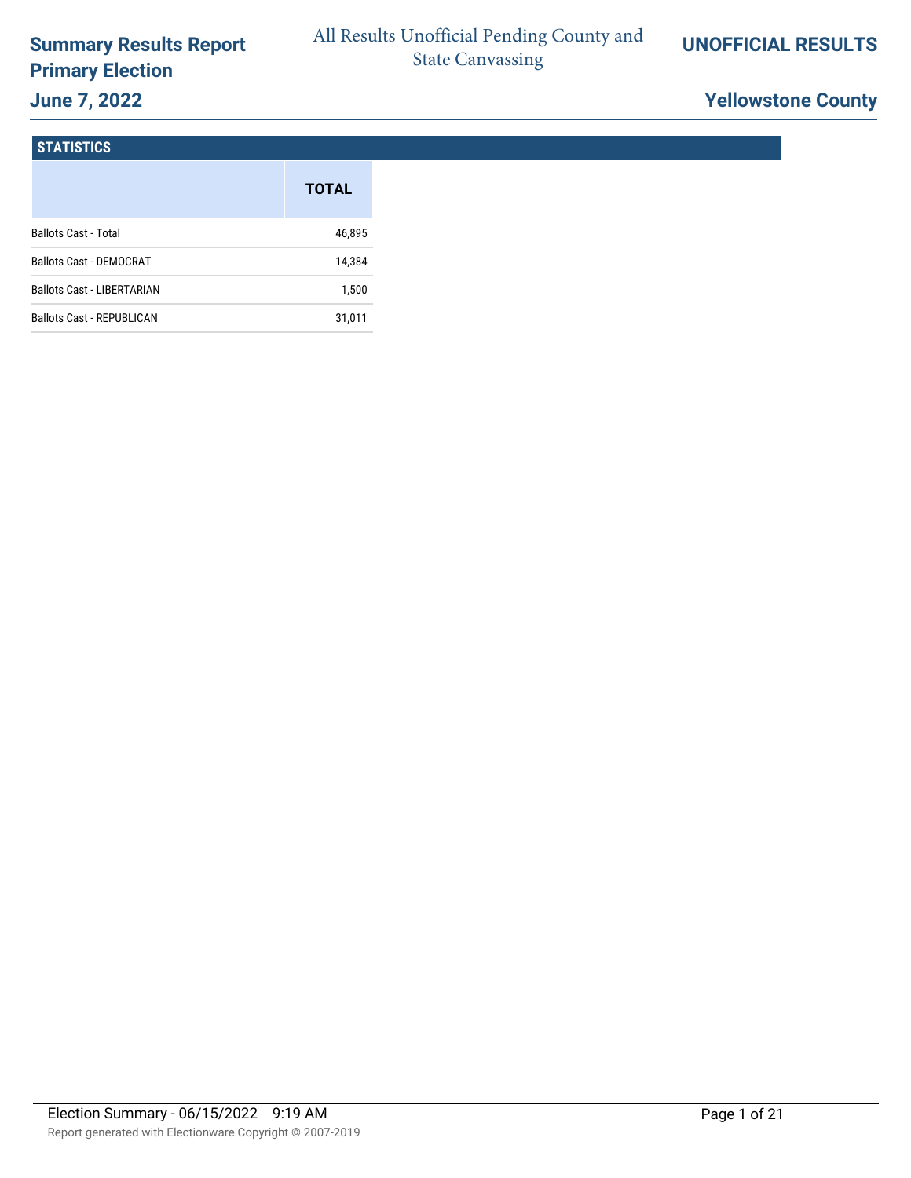# Summary Results Report
## Primary Election
### June 7, 2022

All Results Unofficial Pending County and State Canvassing

**UNOFFICIAL RESULTS**

**Yellowstone County**

## STATISTICS

| | TOTAL |
|---|---|
| Ballots Cast - Total | 46,895 |
| Ballots Cast - DEMOCRAT | 14,384 |
| Ballots Cast - LIBERTARIAN | 1,500 |
| Ballots Cast - REPUBLICAN | 31,011 |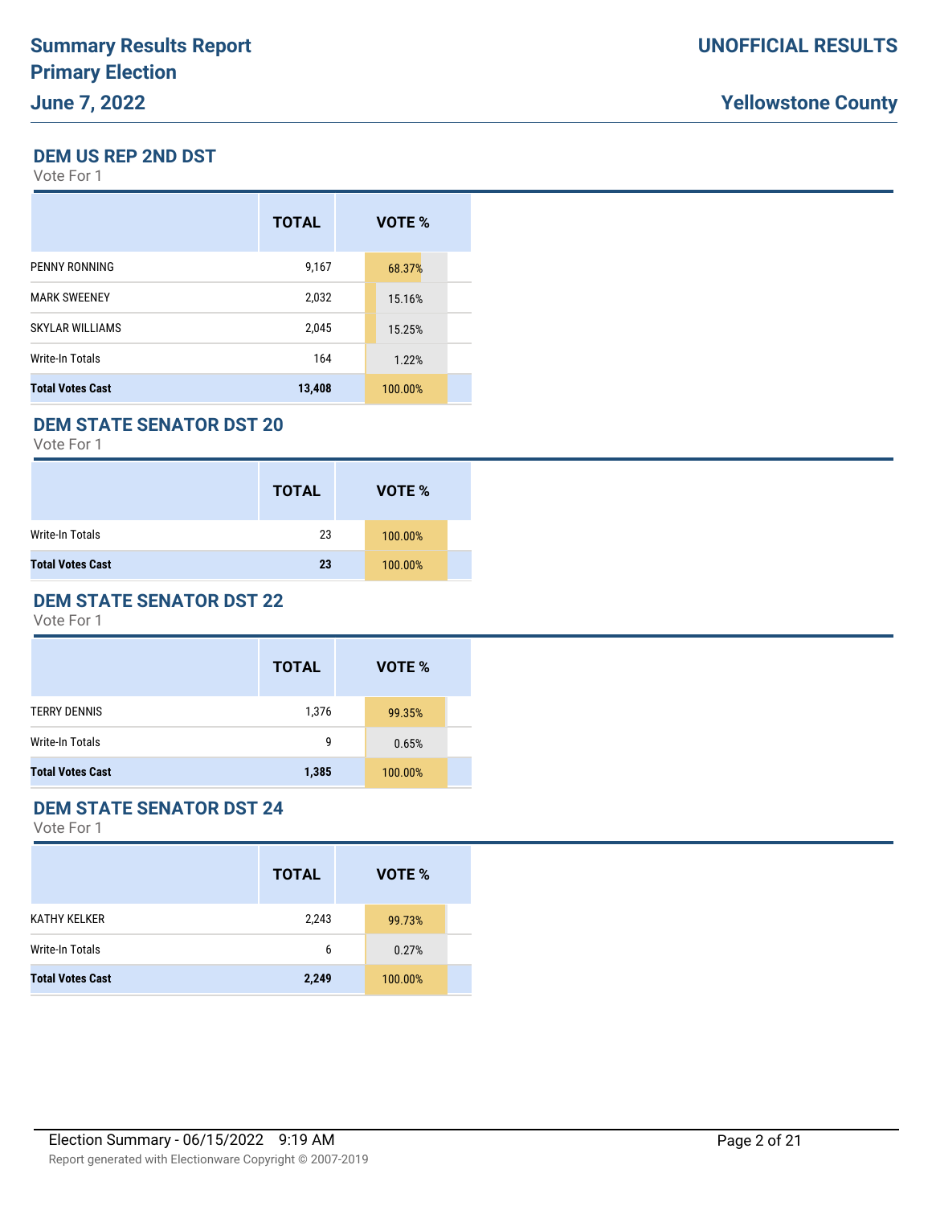# Summary Results Report
## Primary Election
## June 7, 2022

**UNOFFICIAL RESULTS**

**Yellowstone County**

### DEM US REP 2ND DST

Vote For 1

| | TOTAL | VOTE % |
|---|---|---|
| PENNY RONNING | 9,167 | 68.37% |
| MARK SWEENEY | 2,032 | 15.16% |
| SKYLAR WILLIAMS | 2,045 | 15.25% |
| Write-In Totals | 164 | 1.22% |
| **Total Votes Cast** | **13,408** | 100.00% |

### DEM STATE SENATOR DST 20

Vote For 1

| | TOTAL | VOTE % |
|---|---|---|
| Write-In Totals | 23 | 100.00% |
| **Total Votes Cast** | **23** | 100.00% |

### DEM STATE SENATOR DST 22

Vote For 1

| | TOTAL | VOTE % |
|---|---|---|
| TERRY DENNIS | 1,376 | 99.35% |
| Write-In Totals | 9 | 0.65% |
| **Total Votes Cast** | **1,385** | 100.00% |

### DEM STATE SENATOR DST 24

Vote For 1

| | TOTAL | VOTE % |
|---|---|---|
| KATHY KELKER | 2,243 | 99.73% |
| Write-In Totals | 6 | 0.27% |
| **Total Votes Cast** | **2,249** | 100.00% |

Election Summary - 06/15/2022 9:19 AM

Report generated with Electionware Copyright © 2007-2019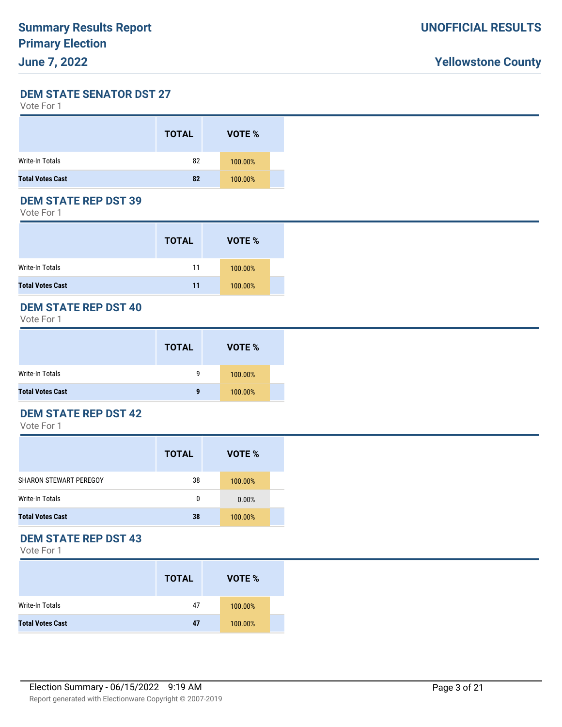## DEM STATE SENATOR DST 27

Vote For 1

| | TOTAL | VOTE % |
|---|---|---|
| Write-In Totals | 82 | 100.00% |
| **Total Votes Cast** | **82** | 100.00% |

## DEM STATE REP DST 39

Vote For 1

| | TOTAL | VOTE % |
|---|---|---|
| Write-In Totals | 11 | 100.00% |
| **Total Votes Cast** | **11** | 100.00% |

## DEM STATE REP DST 40

Vote For 1

| | TOTAL | VOTE % |
|---|---|---|
| Write-In Totals | 9 | 100.00% |
| **Total Votes Cast** | **9** | 100.00% |

## DEM STATE REP DST 42

Vote For 1

| | TOTAL | VOTE % |
|---|---|---|
| SHARON STEWART PEREGOY | 38 | 100.00% |
| Write-In Totals | 0 | 0.00% |
| **Total Votes Cast** | **38** | 100.00% |

## DEM STATE REP DST 43

Vote For 1

| | TOTAL | VOTE % |
|---|---|---|
| Write-In Totals | 47 | 100.00% |
| **Total Votes Cast** | **47** | 100.00% |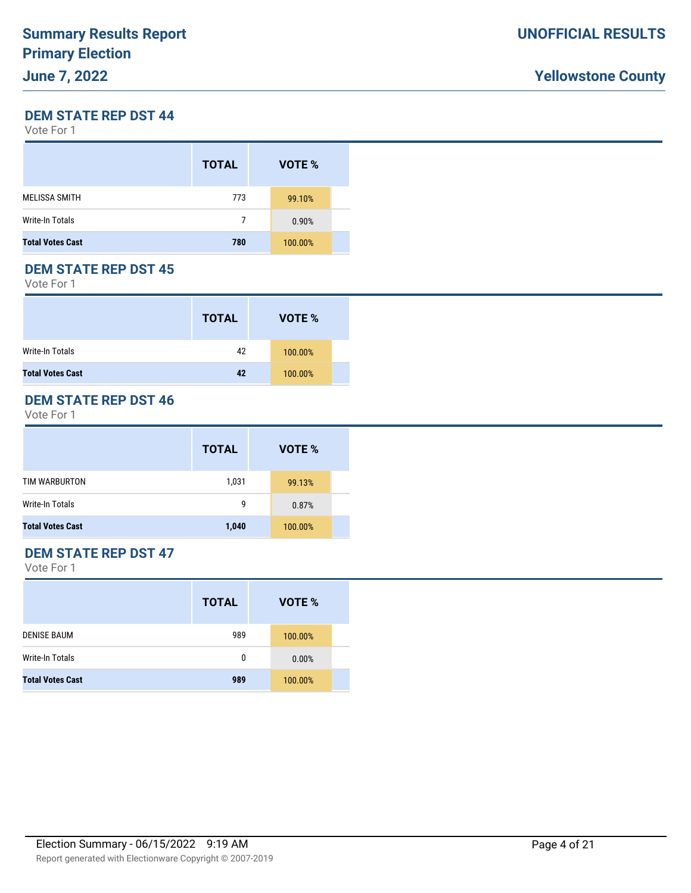## DEM STATE REP DST 44

Vote For 1

| | TOTAL | VOTE % |
|---|---|---|
| MELISSA SMITH | 773 | 99.10% |
| Write-In Totals | 7 | 0.90% |
| **Total Votes Cast** | **780** | 100.00% |

## DEM STATE REP DST 45

Vote For 1

| | TOTAL | VOTE % |
|---|---|---|
| Write-In Totals | 42 | 100.00% |
| **Total Votes Cast** | **42** | 100.00% |

## DEM STATE REP DST 46

Vote For 1

| | TOTAL | VOTE % |
|---|---|---|
| TIM WARBURTON | 1,031 | 99.13% |
| Write-In Totals | 9 | 0.87% |
| **Total Votes Cast** | **1,040** | 100.00% |

## DEM STATE REP DST 47

Vote For 1

| | TOTAL | VOTE % |
|---|---|---|
| DENISE BAUM | 989 | 100.00% |
| Write-In Totals | 0 | 0.00% |
| **Total Votes Cast** | **989** | 100.00% |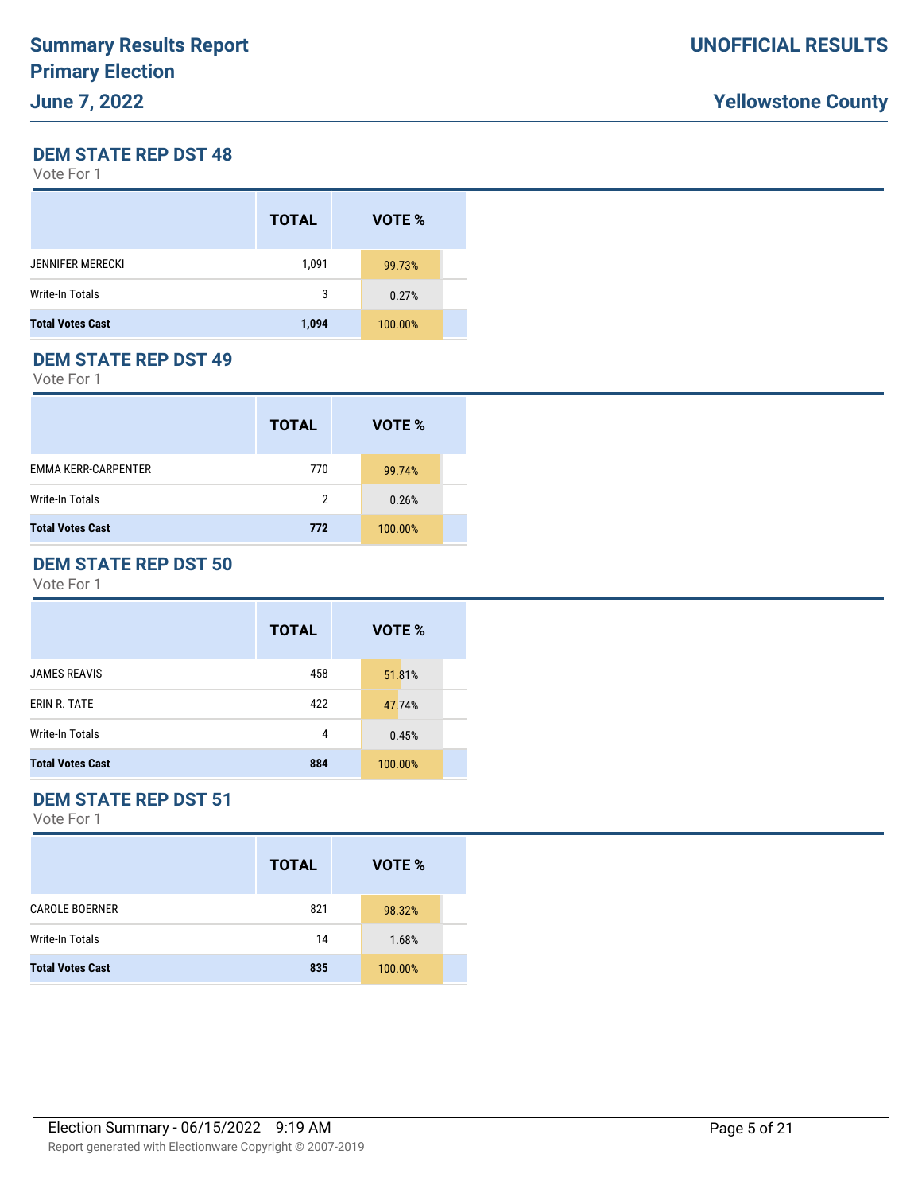## DEM STATE REP DST 48

Vote For 1

| | TOTAL | VOTE % |
|---|---|---|
| JENNIFER MERECKI | 1,091 | 99.73% |
| Write-In Totals | 3 | 0.27% |
| **Total Votes Cast** | **1,094** | 100.00% |

## DEM STATE REP DST 49

Vote For 1

| | TOTAL | VOTE % |
|---|---|---|
| EMMA KERR-CARPENTER | 770 | 99.74% |
| Write-In Totals | 2 | 0.26% |
| **Total Votes Cast** | **772** | 100.00% |

## DEM STATE REP DST 50

Vote For 1

| | TOTAL | VOTE % |
|---|---|---|
| JAMES REAVIS | 458 | 51.81% |
| ERIN R. TATE | 422 | 47.74% |
| Write-In Totals | 4 | 0.45% |
| **Total Votes Cast** | **884** | 100.00% |

## DEM STATE REP DST 51

Vote For 1

| | TOTAL | VOTE % |
|---|---|---|
| CAROLE BOERNER | 821 | 98.32% |
| Write-In Totals | 14 | 1.68% |
| **Total Votes Cast** | **835** | 100.00% |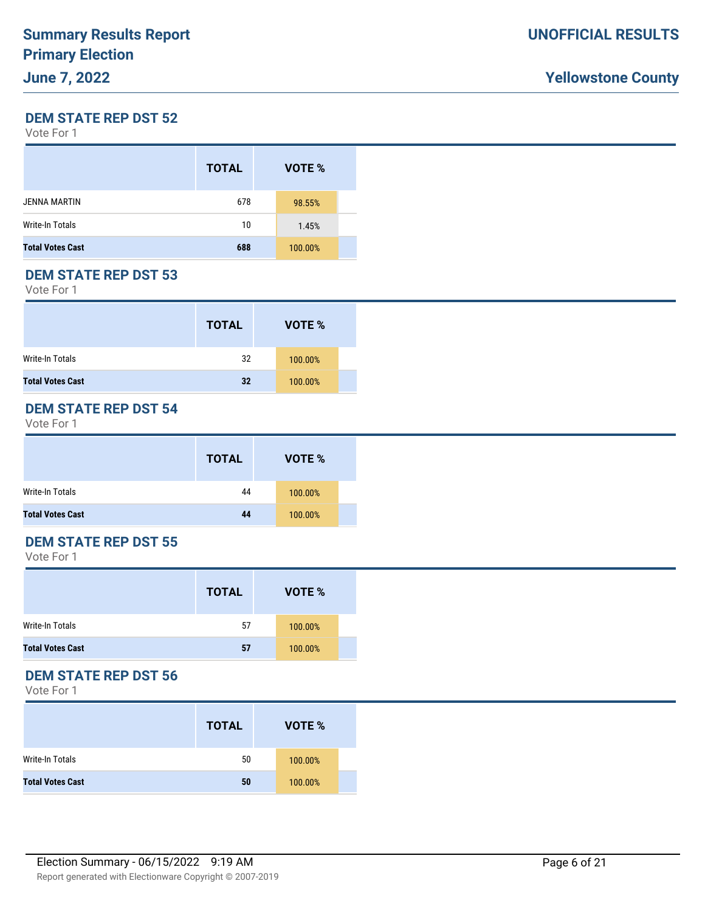# Summary Results Report
## Primary Election
### June 7, 2022

**UNOFFICIAL RESULTS**

**Yellowstone County**

## DEM STATE REP DST 52

Vote For 1

| | TOTAL | VOTE % |
|---|---|---|
| JENNA MARTIN | 678 | 98.55% |
| Write-In Totals | 10 | 1.45% |
| **Total Votes Cast** | **688** | 100.00% |

## DEM STATE REP DST 53

Vote For 1

| | TOTAL | VOTE % |
|---|---|---|
| Write-In Totals | 32 | 100.00% |
| **Total Votes Cast** | **32** | 100.00% |

## DEM STATE REP DST 54

Vote For 1

| | TOTAL | VOTE % |
|---|---|---|
| Write-In Totals | 44 | 100.00% |
| **Total Votes Cast** | **44** | 100.00% |

## DEM STATE REP DST 55

Vote For 1

| | TOTAL | VOTE % |
|---|---|---|
| Write-In Totals | 57 | 100.00% |
| **Total Votes Cast** | **57** | 100.00% |

## DEM STATE REP DST 56

Vote For 1

| | TOTAL | VOTE % |
|---|---|---|
| Write-In Totals | 50 | 100.00% |
| **Total Votes Cast** | **50** | 100.00% |

Election Summary - 06/15/2022 9:19 AM

Report generated with Electionware Copyright © 2007-2019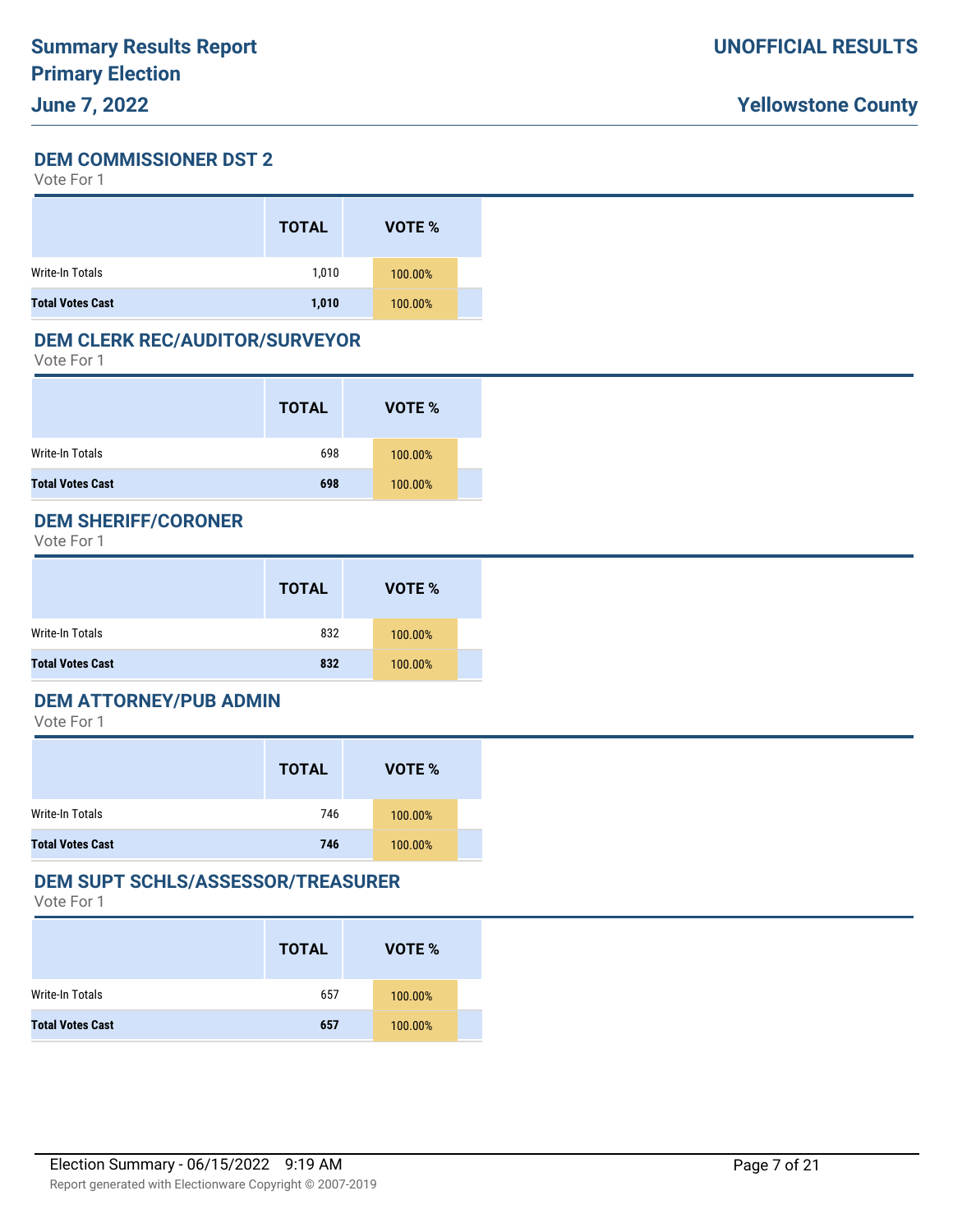## DEM COMMISSIONER DST 2

Vote For 1

| | TOTAL | VOTE % |
|---|---|---|
| Write-In Totals | 1,010 | 100.00% |
| **Total Votes Cast** | **1,010** | 100.00% |

## DEM CLERK REC/AUDITOR/SURVEYOR

Vote For 1

| | TOTAL | VOTE % |
|---|---|---|
| Write-In Totals | 698 | 100.00% |
| **Total Votes Cast** | **698** | 100.00% |

## DEM SHERIFF/CORONER

Vote For 1

| | TOTAL | VOTE % |
|---|---|---|
| Write-In Totals | 832 | 100.00% |
| **Total Votes Cast** | **832** | 100.00% |

## DEM ATTORNEY/PUB ADMIN

Vote For 1

| | TOTAL | VOTE % |
|---|---|---|
| Write-In Totals | 746 | 100.00% |
| **Total Votes Cast** | **746** | 100.00% |

## DEM SUPT SCHLS/ASSESSOR/TREASURER

Vote For 1

| | TOTAL | VOTE % |
|---|---|---|
| Write-In Totals | 657 | 100.00% |
| **Total Votes Cast** | **657** | 100.00% |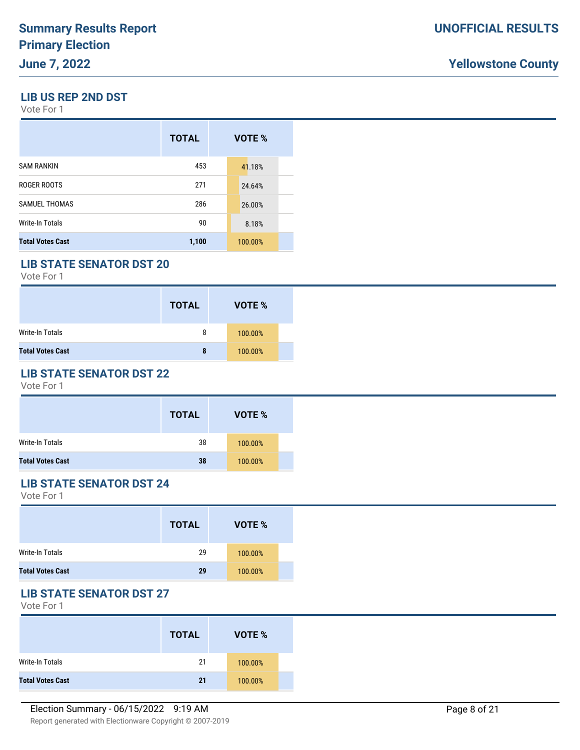# Summary Results Report
# Primary Election
# June 7, 2022

**UNOFFICIAL RESULTS**

**Yellowstone County**

## LIB US REP 2ND DST

Vote For 1

| | TOTAL | VOTE % |
|---|---|---|
| SAM RANKIN | 453 | 41.18% |
| ROGER ROOTS | 271 | 24.64% |
| SAMUEL THOMAS | 286 | 26.00% |
| Write-In Totals | 90 | 8.18% |
| **Total Votes Cast** | **1,100** | 100.00% |

## LIB STATE SENATOR DST 20

Vote For 1

| | TOTAL | VOTE % |
|---|---|---|
| Write-In Totals | 8 | 100.00% |
| **Total Votes Cast** | **8** | 100.00% |

## LIB STATE SENATOR DST 22

Vote For 1

| | TOTAL | VOTE % |
|---|---|---|
| Write-In Totals | 38 | 100.00% |
| **Total Votes Cast** | **38** | 100.00% |

## LIB STATE SENATOR DST 24

Vote For 1

| | TOTAL | VOTE % |
|---|---|---|
| Write-In Totals | 29 | 100.00% |
| **Total Votes Cast** | **29** | 100.00% |

## LIB STATE SENATOR DST 27

Vote For 1

| | TOTAL | VOTE % |
|---|---|---|
| Write-In Totals | 21 | 100.00% |
| **Total Votes Cast** | **21** | 100.00% |

Election Summary - 06/15/2022 9:19 AM

Report generated with Electionware Copyright © 2007-2019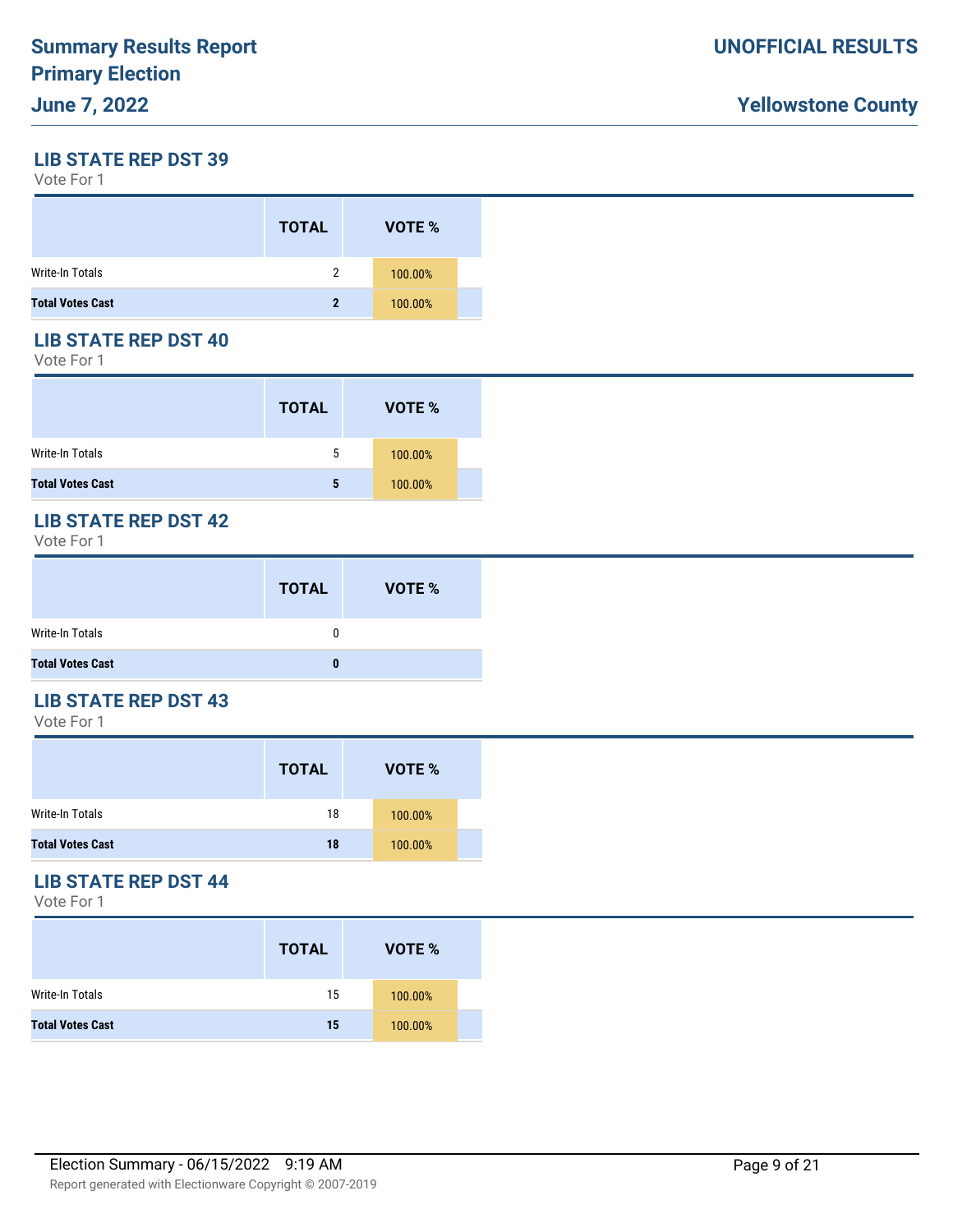## LIB STATE REP DST 39

Vote For 1

| | TOTAL | VOTE % |
|---|---|---|
| Write-In Totals | 2 | 100.00% |
| **Total Votes Cast** | **2** | 100.00% |

## LIB STATE REP DST 40

Vote For 1

| | TOTAL | VOTE % |
|---|---|---|
| Write-In Totals | 5 | 100.00% |
| **Total Votes Cast** | **5** | 100.00% |

## LIB STATE REP DST 42

Vote For 1

| | TOTAL | VOTE % |
|---|---|---|
| Write-In Totals | 0 | |
| **Total Votes Cast** | **0** | |

## LIB STATE REP DST 43

Vote For 1

| | TOTAL | VOTE % |
|---|---|---|
| Write-In Totals | 18 | 100.00% |
| **Total Votes Cast** | **18** | 100.00% |

## LIB STATE REP DST 44

Vote For 1

| | TOTAL | VOTE % |
|---|---|---|
| Write-In Totals | 15 | 100.00% |
| **Total Votes Cast** | **15** | 100.00% |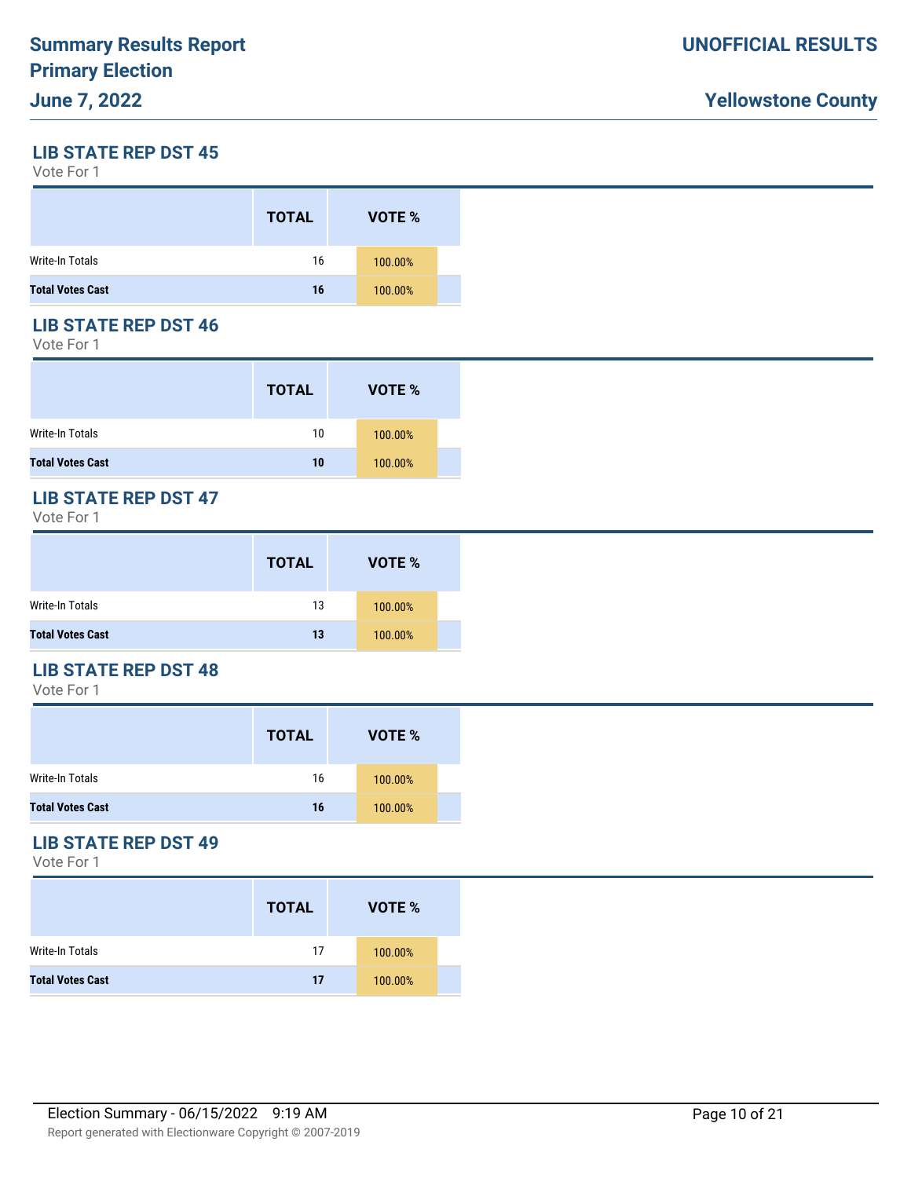## LIB STATE REP DST 45

Vote For 1

| | TOTAL | VOTE % |
|---|---|---|
| Write-In Totals | 16 | 100.00% |
| **Total Votes Cast** | **16** | 100.00% |

## LIB STATE REP DST 46

Vote For 1

| | TOTAL | VOTE % |
|---|---|---|
| Write-In Totals | 10 | 100.00% |
| **Total Votes Cast** | **10** | 100.00% |

## LIB STATE REP DST 47

Vote For 1

| | TOTAL | VOTE % |
|---|---|---|
| Write-In Totals | 13 | 100.00% |
| **Total Votes Cast** | **13** | 100.00% |

## LIB STATE REP DST 48

Vote For 1

| | TOTAL | VOTE % |
|---|---|---|
| Write-In Totals | 16 | 100.00% |
| **Total Votes Cast** | **16** | 100.00% |

## LIB STATE REP DST 49

Vote For 1

| | TOTAL | VOTE % |
|---|---|---|
| Write-In Totals | 17 | 100.00% |
| **Total Votes Cast** | **17** | 100.00% |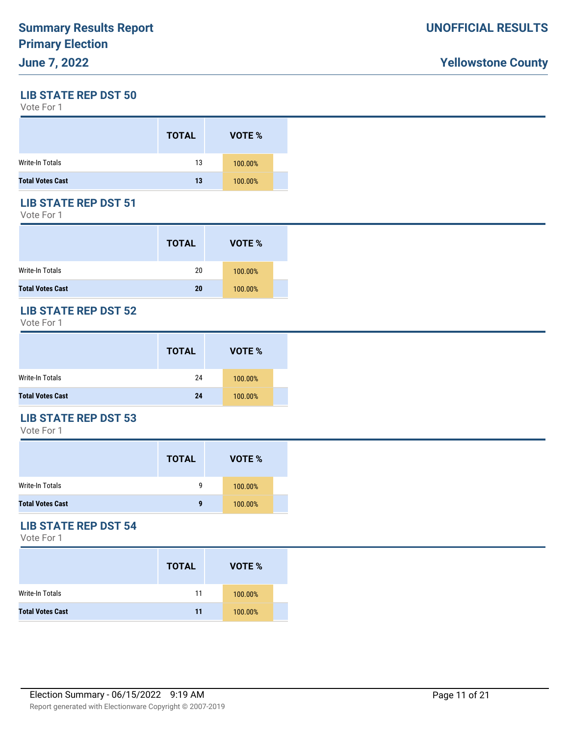## LIB STATE REP DST 50

Vote For 1

| | TOTAL | VOTE % |
|---|---|---|
| Write-In Totals | 13 | 100.00% |
| **Total Votes Cast** | **13** | 100.00% |

## LIB STATE REP DST 51

Vote For 1

| | TOTAL | VOTE % |
|---|---|---|
| Write-In Totals | 20 | 100.00% |
| **Total Votes Cast** | **20** | 100.00% |

## LIB STATE REP DST 52

Vote For 1

| | TOTAL | VOTE % |
|---|---|---|
| Write-In Totals | 24 | 100.00% |
| **Total Votes Cast** | **24** | 100.00% |

## LIB STATE REP DST 53

Vote For 1

| | TOTAL | VOTE % |
|---|---|---|
| Write-In Totals | 9 | 100.00% |
| **Total Votes Cast** | **9** | 100.00% |

## LIB STATE REP DST 54

Vote For 1

| | TOTAL | VOTE % |
|---|---|---|
| Write-In Totals | 11 | 100.00% |
| **Total Votes Cast** | **11** | 100.00% |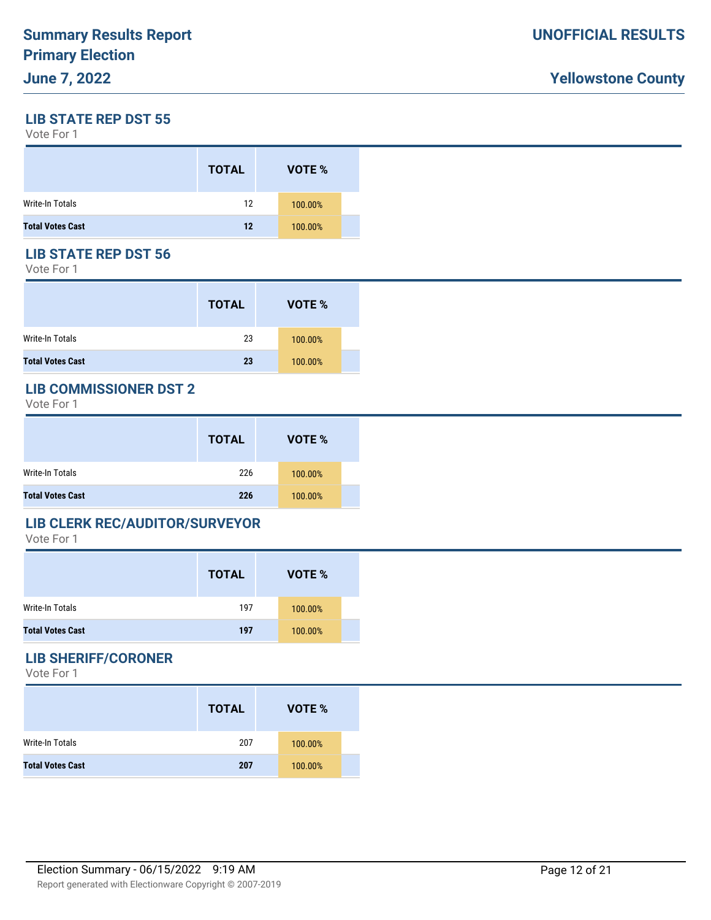## LIB STATE REP DST 55

Vote For 1

| | TOTAL | VOTE % |
|---|---|---|
| Write-In Totals | 12 | 100.00% |
| **Total Votes Cast** | **12** | 100.00% |

## LIB STATE REP DST 56

Vote For 1

| | TOTAL | VOTE % |
|---|---|---|
| Write-In Totals | 23 | 100.00% |
| **Total Votes Cast** | **23** | 100.00% |

## LIB COMMISSIONER DST 2

Vote For 1

| | TOTAL | VOTE % |
|---|---|---|
| Write-In Totals | 226 | 100.00% |
| **Total Votes Cast** | **226** | 100.00% |

## LIB CLERK REC/AUDITOR/SURVEYOR

Vote For 1

| | TOTAL | VOTE % |
|---|---|---|
| Write-In Totals | 197 | 100.00% |
| **Total Votes Cast** | **197** | 100.00% |

## LIB SHERIFF/CORONER

Vote For 1

| | TOTAL | VOTE % |
|---|---|---|
| Write-In Totals | 207 | 100.00% |
| **Total Votes Cast** | **207** | 100.00% |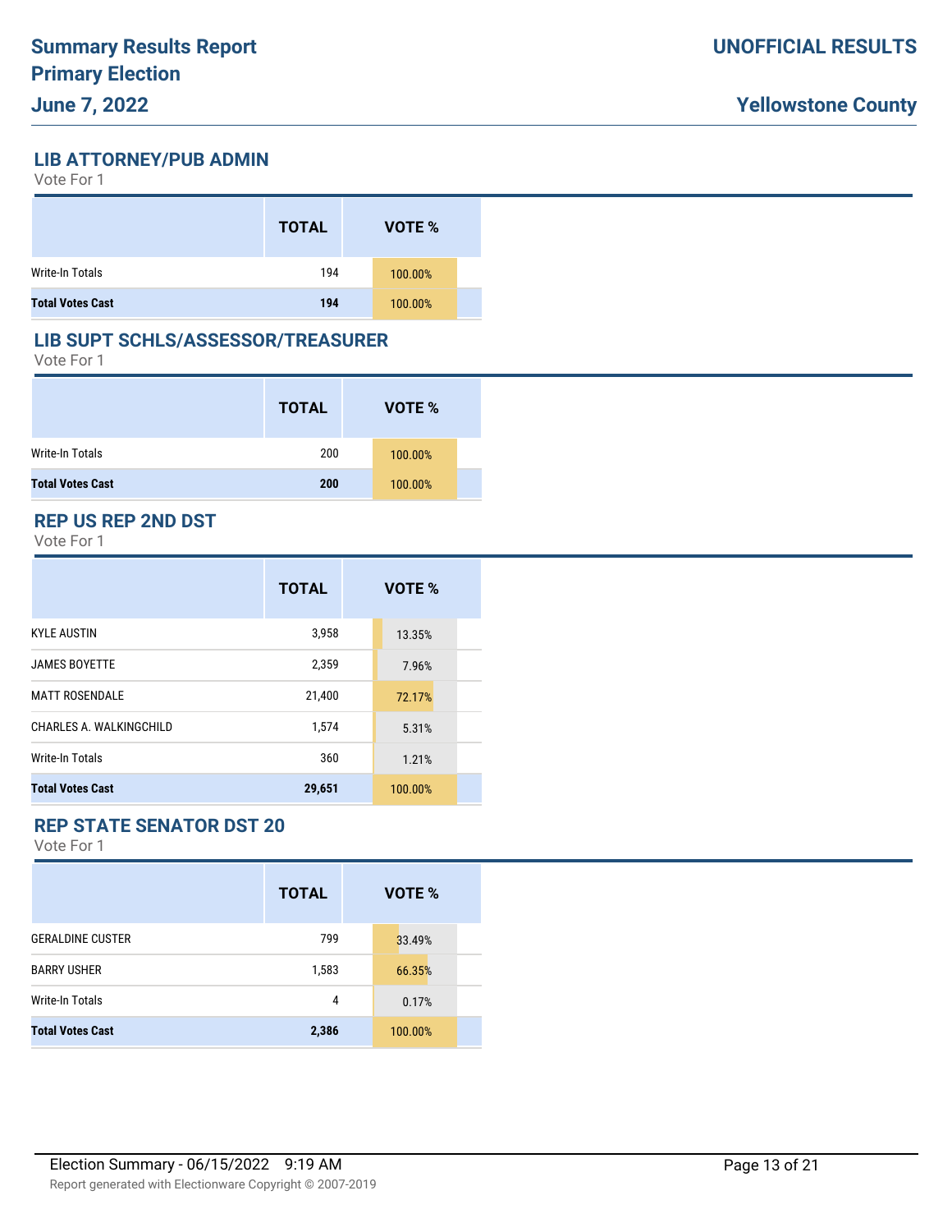## LIB ATTORNEY/PUB ADMIN

Vote For 1

| | TOTAL | VOTE % |
|---|---|---|
| Write-In Totals | 194 | 100.00% |
| **Total Votes Cast** | **194** | 100.00% |

## LIB SUPT SCHLS/ASSESSOR/TREASURER

Vote For 1

| | TOTAL | VOTE % |
|---|---|---|
| Write-In Totals | 200 | 100.00% |
| **Total Votes Cast** | **200** | 100.00% |

## REP US REP 2ND DST

Vote For 1

| | TOTAL | VOTE % |
|---|---|---|
| KYLE AUSTIN | 3,958 | 13.35% |
| JAMES BOYETTE | 2,359 | 7.96% |
| MATT ROSENDALE | 21,400 | 72.17% |
| CHARLES A. WALKINGCHILD | 1,574 | 5.31% |
| Write-In Totals | 360 | 1.21% |
| **Total Votes Cast** | **29,651** | 100.00% |

## REP STATE SENATOR DST 20

Vote For 1

| | TOTAL | VOTE % |
|---|---|---|
| GERALDINE CUSTER | 799 | 33.49% |
| BARRY USHER | 1,583 | 66.35% |
| Write-In Totals | 4 | 0.17% |
| **Total Votes Cast** | **2,386** | 100.00% |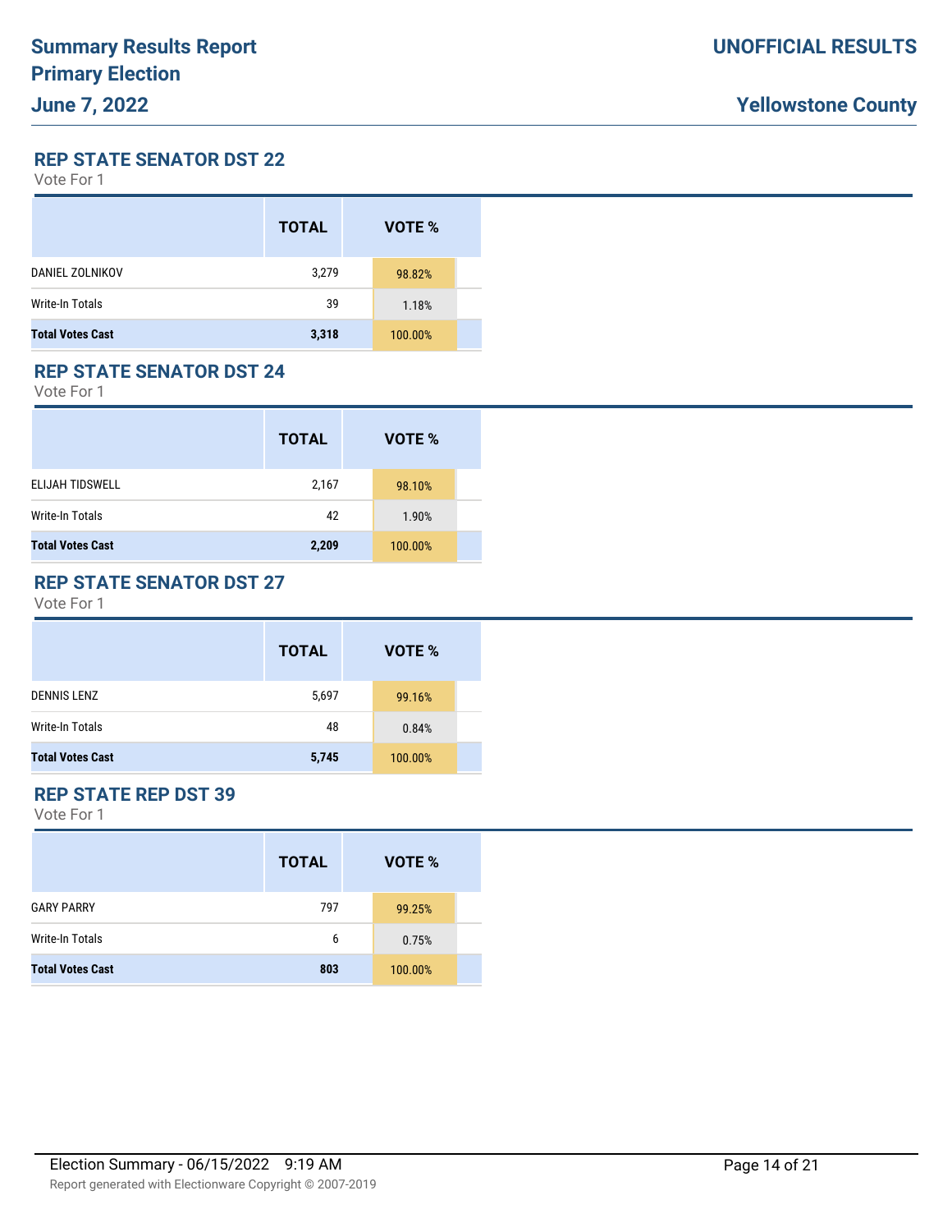## REP STATE SENATOR DST 22

Vote For 1

| | TOTAL | VOTE % |
|---|---|---|
| DANIEL ZOLNIKOV | 3,279 | 98.82% |
| Write-In Totals | 39 | 1.18% |
| **Total Votes Cast** | **3,318** | 100.00% |

## REP STATE SENATOR DST 24

Vote For 1

| | TOTAL | VOTE % |
|---|---|---|
| ELIJAH TIDSWELL | 2,167 | 98.10% |
| Write-In Totals | 42 | 1.90% |
| **Total Votes Cast** | **2,209** | 100.00% |

## REP STATE SENATOR DST 27

Vote For 1

| | TOTAL | VOTE % |
|---|---|---|
| DENNIS LENZ | 5,697 | 99.16% |
| Write-In Totals | 48 | 0.84% |
| **Total Votes Cast** | **5,745** | 100.00% |

## REP STATE REP DST 39

Vote For 1

| | TOTAL | VOTE % |
|---|---|---|
| GARY PARRY | 797 | 99.25% |
| Write-In Totals | 6 | 0.75% |
| **Total Votes Cast** | **803** | 100.00% |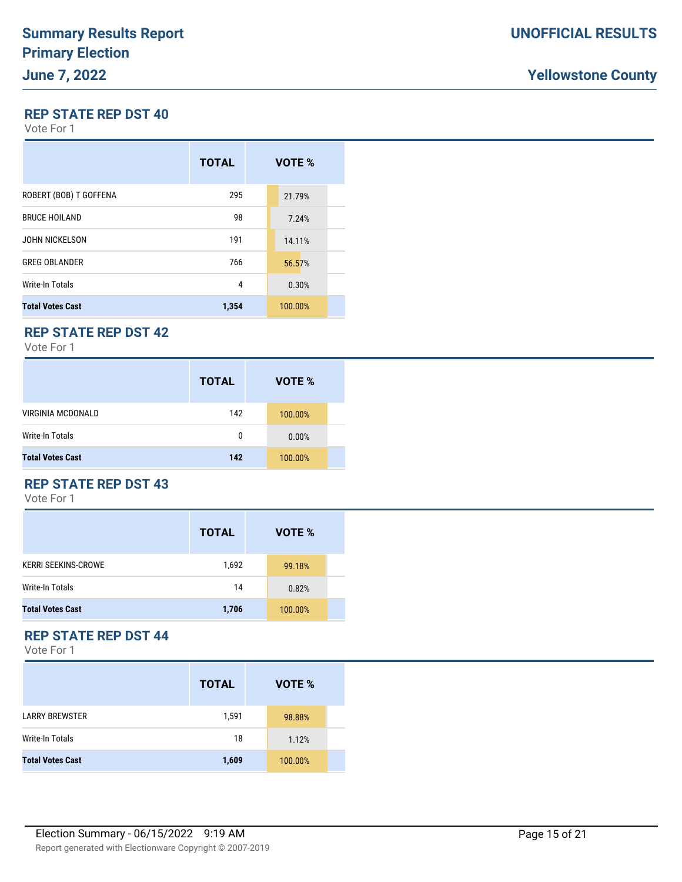# Summary Results Report
# Primary Election
## June 7, 2022

**UNOFFICIAL RESULTS**

**Yellowstone County**

### REP STATE REP DST 40

Vote For 1

| | TOTAL | VOTE % |
|---|---|---|
| ROBERT (BOB) T GOFFENA | 295 | 21.79% |
| BRUCE HOILAND | 98 | 7.24% |
| JOHN NICKELSON | 191 | 14.11% |
| GREG OBLANDER | 766 | 56.57% |
| Write-In Totals | 4 | 0.30% |
| **Total Votes Cast** | **1,354** | 100.00% |

### REP STATE REP DST 42

Vote For 1

| | TOTAL | VOTE % |
|---|---|---|
| VIRGINIA MCDONALD | 142 | 100.00% |
| Write-In Totals | 0 | 0.00% |
| **Total Votes Cast** | **142** | 100.00% |

### REP STATE REP DST 43

Vote For 1

| | TOTAL | VOTE % |
|---|---|---|
| KERRI SEEKINS-CROWE | 1,692 | 99.18% |
| Write-In Totals | 14 | 0.82% |
| **Total Votes Cast** | **1,706** | 100.00% |

### REP STATE REP DST 44

Vote For 1

| | TOTAL | VOTE % |
|---|---|---|
| LARRY BREWSTER | 1,591 | 98.88% |
| Write-In Totals | 18 | 1.12% |
| **Total Votes Cast** | **1,609** | 100.00% |

Election Summary - 06/15/2022 9:19 AM

Report generated with Electionware Copyright © 2007-2019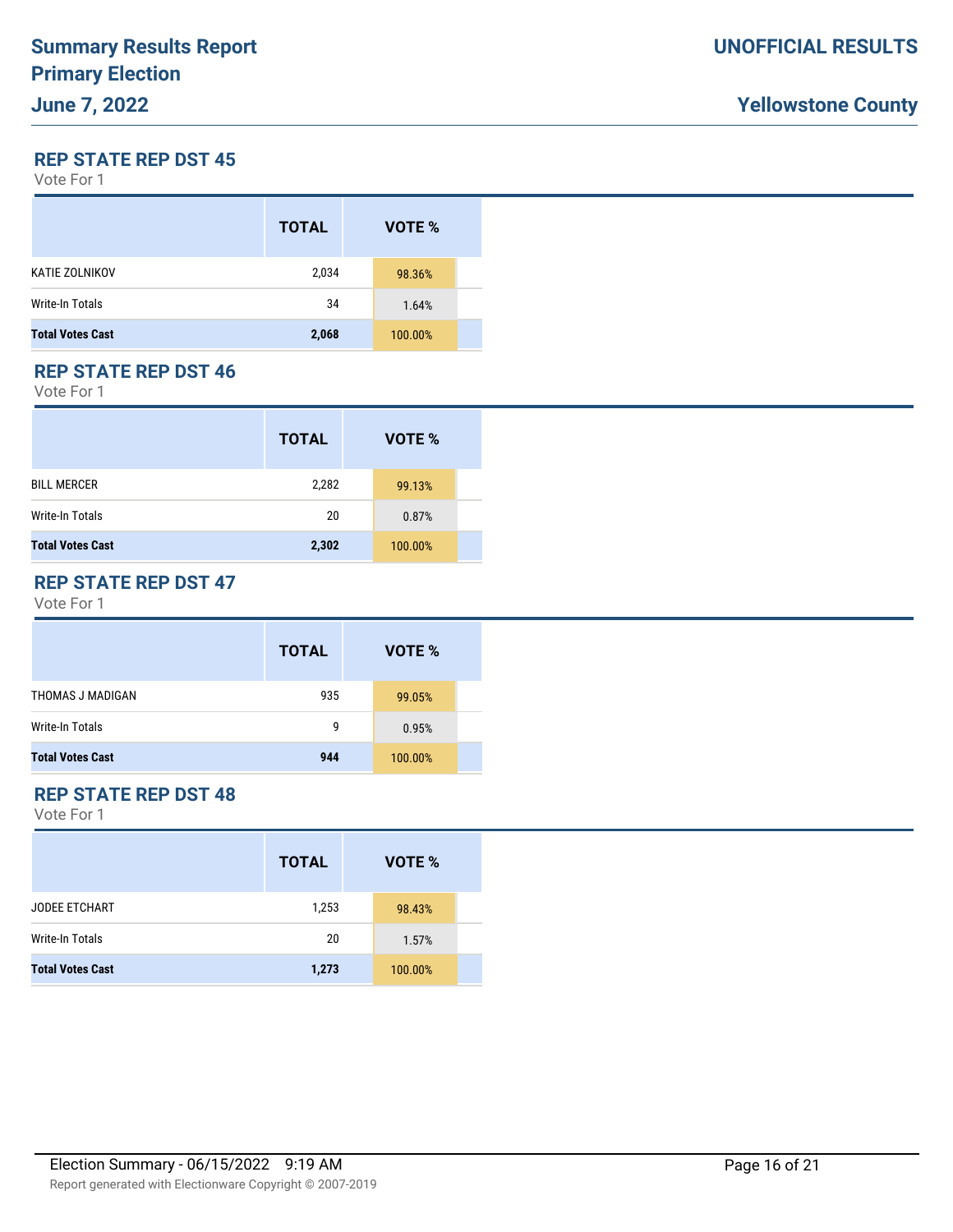## REP STATE REP DST 45

Vote For 1

| | TOTAL | VOTE % |
|---|---|---|
| KATIE ZOLNIKOV | 2,034 | 98.36% |
| Write-In Totals | 34 | 1.64% |
| **Total Votes Cast** | **2,068** | 100.00% |

## REP STATE REP DST 46

Vote For 1

| | TOTAL | VOTE % |
|---|---|---|
| BILL MERCER | 2,282 | 99.13% |
| Write-In Totals | 20 | 0.87% |
| **Total Votes Cast** | **2,302** | 100.00% |

## REP STATE REP DST 47

Vote For 1

| | TOTAL | VOTE % |
|---|---|---|
| THOMAS J MADIGAN | 935 | 99.05% |
| Write-In Totals | 9 | 0.95% |
| **Total Votes Cast** | **944** | 100.00% |

## REP STATE REP DST 48

Vote For 1

| | TOTAL | VOTE % |
|---|---|---|
| JODEE ETCHART | 1,253 | 98.43% |
| Write-In Totals | 20 | 1.57% |
| **Total Votes Cast** | **1,273** | 100.00% |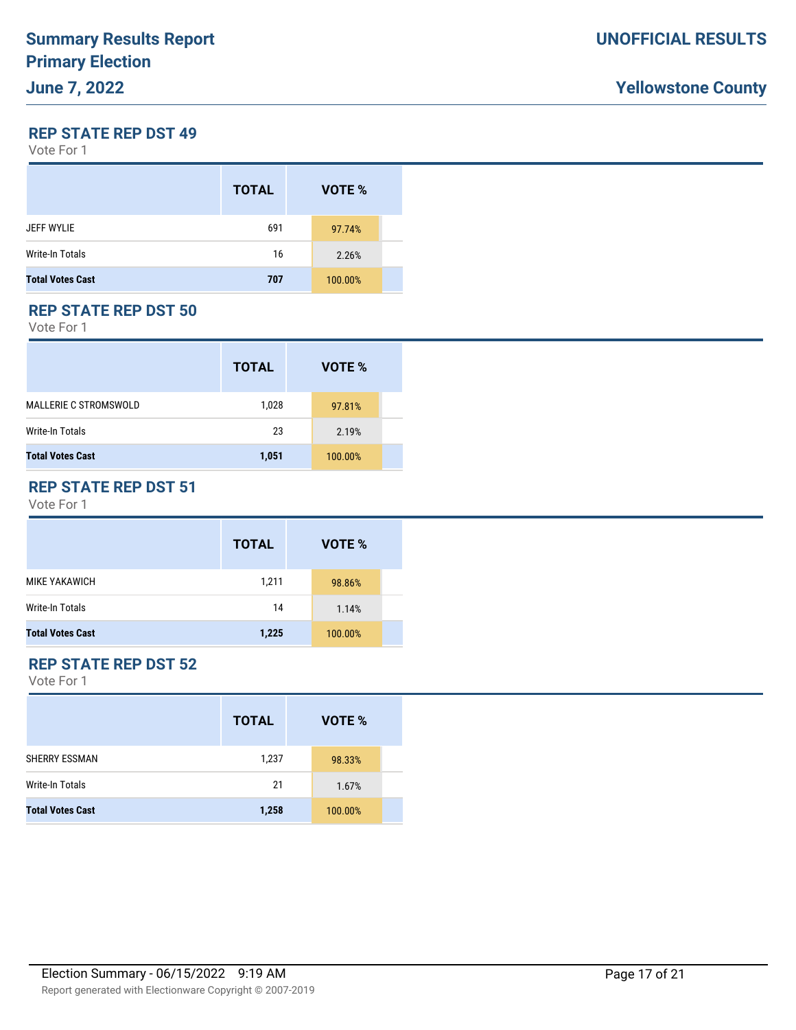## REP STATE REP DST 49

Vote For 1

| | TOTAL | VOTE % |
|---|---|---|
| JEFF WYLIE | 691 | 97.74% |
| Write-In Totals | 16 | 2.26% |
| **Total Votes Cast** | **707** | 100.00% |

## REP STATE REP DST 50

Vote For 1

| | TOTAL | VOTE % |
|---|---|---|
| MALLERIE C STROMSWOLD | 1,028 | 97.81% |
| Write-In Totals | 23 | 2.19% |
| **Total Votes Cast** | **1,051** | 100.00% |

## REP STATE REP DST 51

Vote For 1

| | TOTAL | VOTE % |
|---|---|---|
| MIKE YAKAWICH | 1,211 | 98.86% |
| Write-In Totals | 14 | 1.14% |
| **Total Votes Cast** | **1,225** | 100.00% |

## REP STATE REP DST 52

Vote For 1

| | TOTAL | VOTE % |
|---|---|---|
| SHERRY ESSMAN | 1,237 | 98.33% |
| Write-In Totals | 21 | 1.67% |
| **Total Votes Cast** | **1,258** | 100.00% |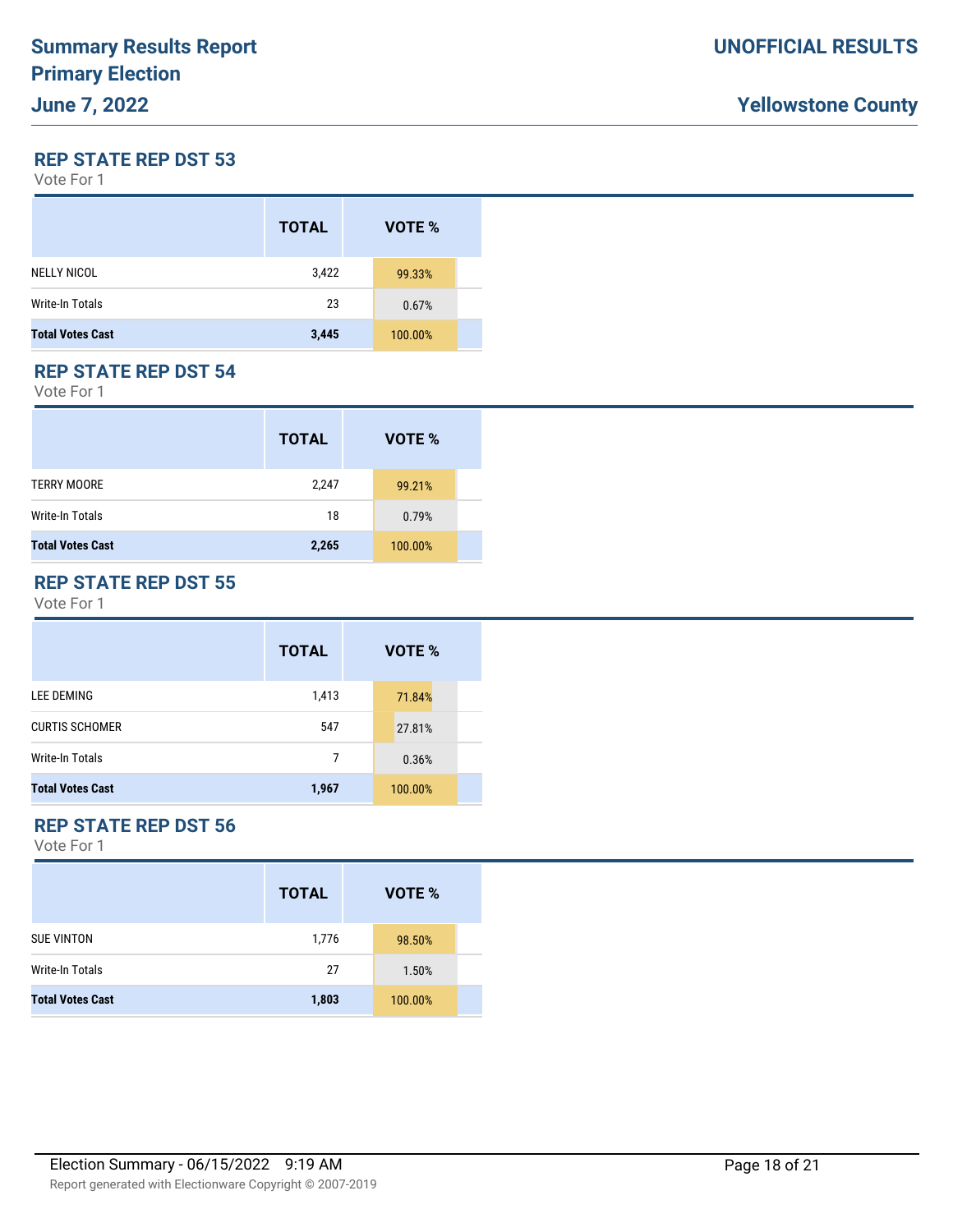## REP STATE REP DST 53

Vote For 1

| | TOTAL | VOTE % |
|---|---|---|
| NELLY NICOL | 3,422 | 99.33% |
| Write-In Totals | 23 | 0.67% |
| **Total Votes Cast** | **3,445** | 100.00% |

## REP STATE REP DST 54

Vote For 1

| | TOTAL | VOTE % |
|---|---|---|
| TERRY MOORE | 2,247 | 99.21% |
| Write-In Totals | 18 | 0.79% |
| **Total Votes Cast** | **2,265** | 100.00% |

## REP STATE REP DST 55

Vote For 1

| | TOTAL | VOTE % |
|---|---|---|
| LEE DEMING | 1,413 | 71.84% |
| CURTIS SCHOMER | 547 | 27.81% |
| Write-In Totals | 7 | 0.36% |
| **Total Votes Cast** | **1,967** | 100.00% |

## REP STATE REP DST 56

Vote For 1

| | TOTAL | VOTE % |
|---|---|---|
| SUE VINTON | 1,776 | 98.50% |
| Write-In Totals | 27 | 1.50% |
| **Total Votes Cast** | **1,803** | 100.00% |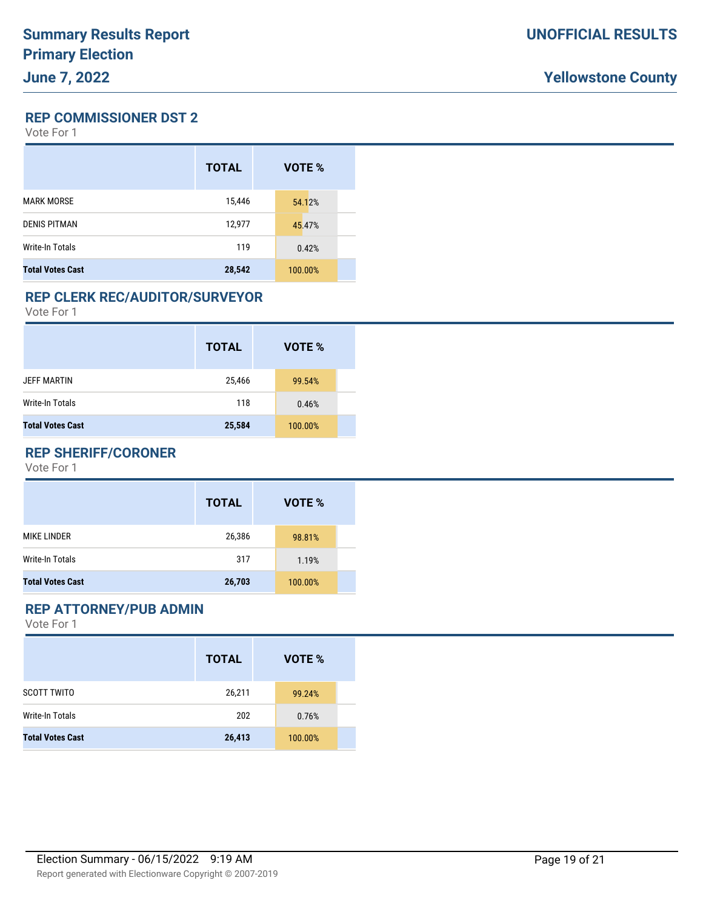## REP COMMISSIONER DST 2

Vote For 1

| | TOTAL | VOTE % |
|---|---|---|
| MARK MORSE | 15,446 | 54.12% |
| DENIS PITMAN | 12,977 | 45.47% |
| Write-In Totals | 119 | 0.42% |
| **Total Votes Cast** | **28,542** | 100.00% |

## REP CLERK REC/AUDITOR/SURVEYOR

Vote For 1

| | TOTAL | VOTE % |
|---|---|---|
| JEFF MARTIN | 25,466 | 99.54% |
| Write-In Totals | 118 | 0.46% |
| **Total Votes Cast** | **25,584** | 100.00% |

## REP SHERIFF/CORONER

Vote For 1

| | TOTAL | VOTE % |
|---|---|---|
| MIKE LINDER | 26,386 | 98.81% |
| Write-In Totals | 317 | 1.19% |
| **Total Votes Cast** | **26,703** | 100.00% |

## REP ATTORNEY/PUB ADMIN

Vote For 1

| | TOTAL | VOTE % |
|---|---|---|
| SCOTT TWITO | 26,211 | 99.24% |
| Write-In Totals | 202 | 0.76% |
| **Total Votes Cast** | **26,413** | 100.00% |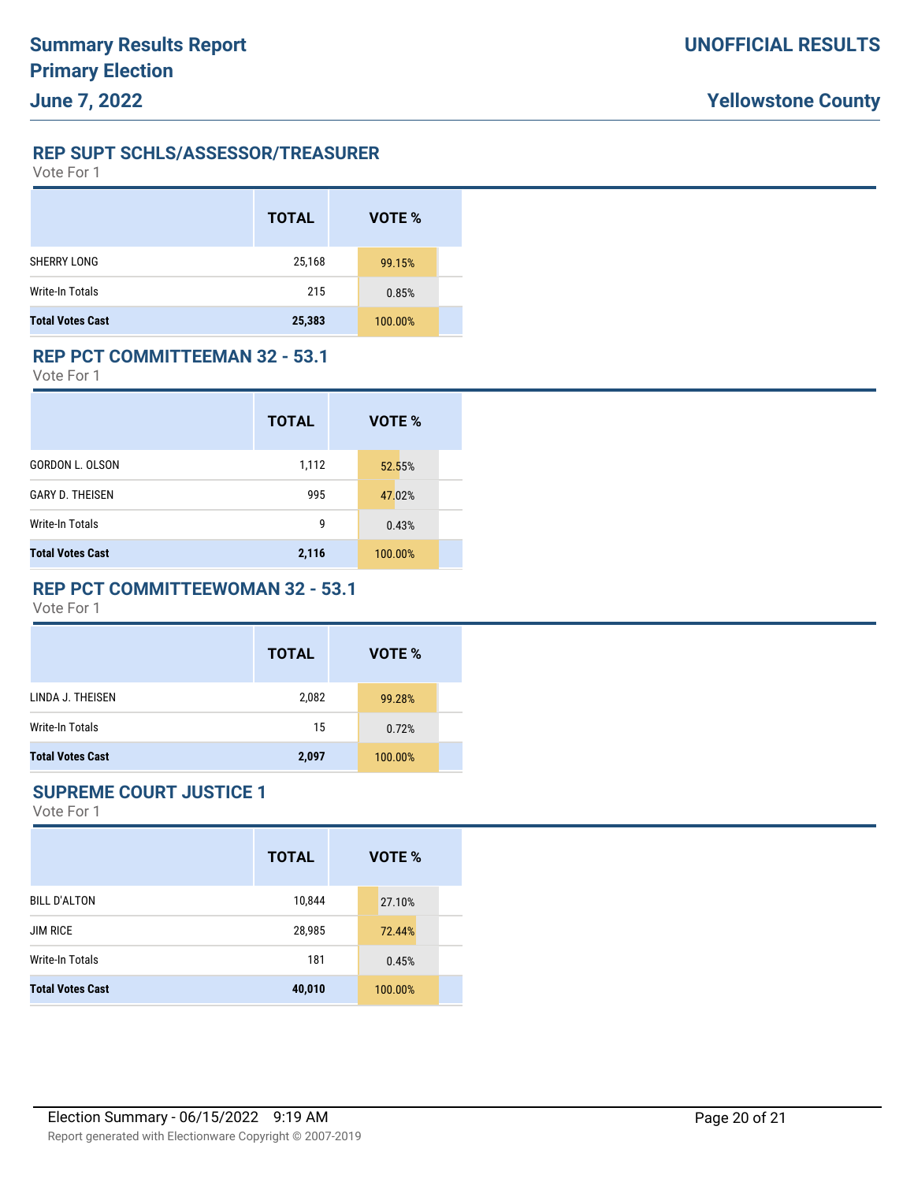### REP SUPT SCHLS/ASSESSOR/TREASURER

Vote For 1

| | TOTAL | VOTE % |
|---|---|---|
| SHERRY LONG | 25,168 | 99.15% |
| Write-In Totals | 215 | 0.85% |
| **Total Votes Cast** | **25,383** | **100.00%** |

### REP PCT COMMITTEEMAN 32 - 53.1

Vote For 1

| | TOTAL | VOTE % |
|---|---|---|
| GORDON L. OLSON | 1,112 | 52.55% |
| GARY D. THEISEN | 995 | 47.02% |
| Write-In Totals | 9 | 0.43% |
| **Total Votes Cast** | **2,116** | **100.00%** |

### REP PCT COMMITTEEWOMAN 32 - 53.1

Vote For 1

| | TOTAL | VOTE % |
|---|---|---|
| LINDA J. THEISEN | 2,082 | 99.28% |
| Write-In Totals | 15 | 0.72% |
| **Total Votes Cast** | **2,097** | **100.00%** |

### SUPREME COURT JUSTICE 1

Vote For 1

| | TOTAL | VOTE % |
|---|---|---|
| BILL D'ALTON | 10,844 | 27.10% |
| JIM RICE | 28,985 | 72.44% |
| Write-In Totals | 181 | 0.45% |
| **Total Votes Cast** | **40,010** | **100.00%** |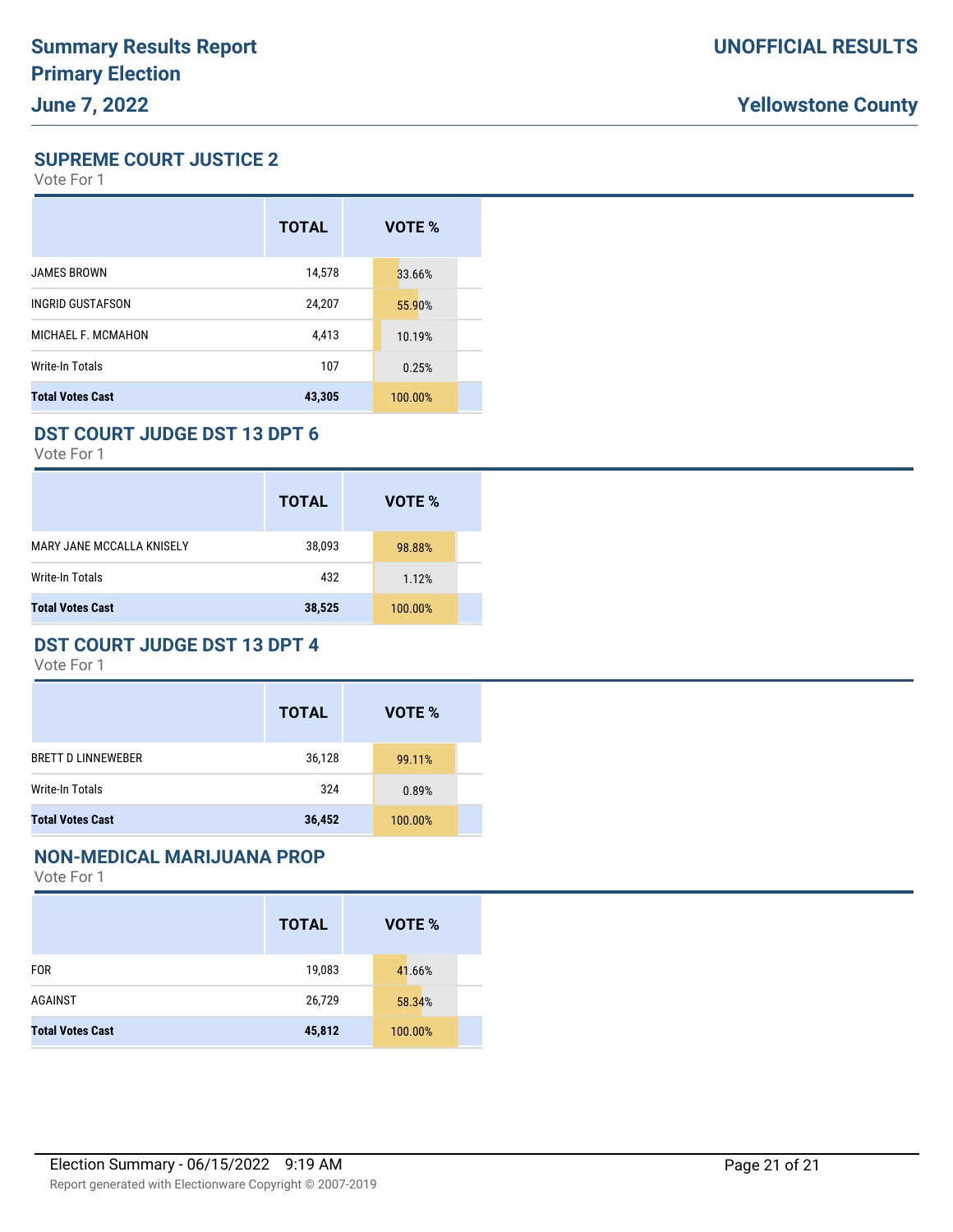## SUPREME COURT JUSTICE 2

Vote For 1

| | TOTAL | VOTE % |
|---|---|---|
| JAMES BROWN | 14,578 | 33.66% |
| INGRID GUSTAFSON | 24,207 | 55.90% |
| MICHAEL F. MCMAHON | 4,413 | 10.19% |
| Write-In Totals | 107 | 0.25% |
| **Total Votes Cast** | **43,305** | 100.00% |

## DST COURT JUDGE DST 13 DPT 6

Vote For 1

| | TOTAL | VOTE % |
|---|---|---|
| MARY JANE MCCALLA KNISELY | 38,093 | 98.88% |
| Write-In Totals | 432 | 1.12% |
| **Total Votes Cast** | **38,525** | 100.00% |

## DST COURT JUDGE DST 13 DPT 4

Vote For 1

| | TOTAL | VOTE % |
|---|---|---|
| BRETT D LINNEWEBER | 36,128 | 99.11% |
| Write-In Totals | 324 | 0.89% |
| **Total Votes Cast** | **36,452** | 100.00% |

## NON-MEDICAL MARIJUANA PROP

Vote For 1

| | TOTAL | VOTE % |
|---|---|---|
| FOR | 19,083 | 41.66% |
| AGAINST | 26,729 | 58.34% |
| **Total Votes Cast** | **45,812** | 100.00% |